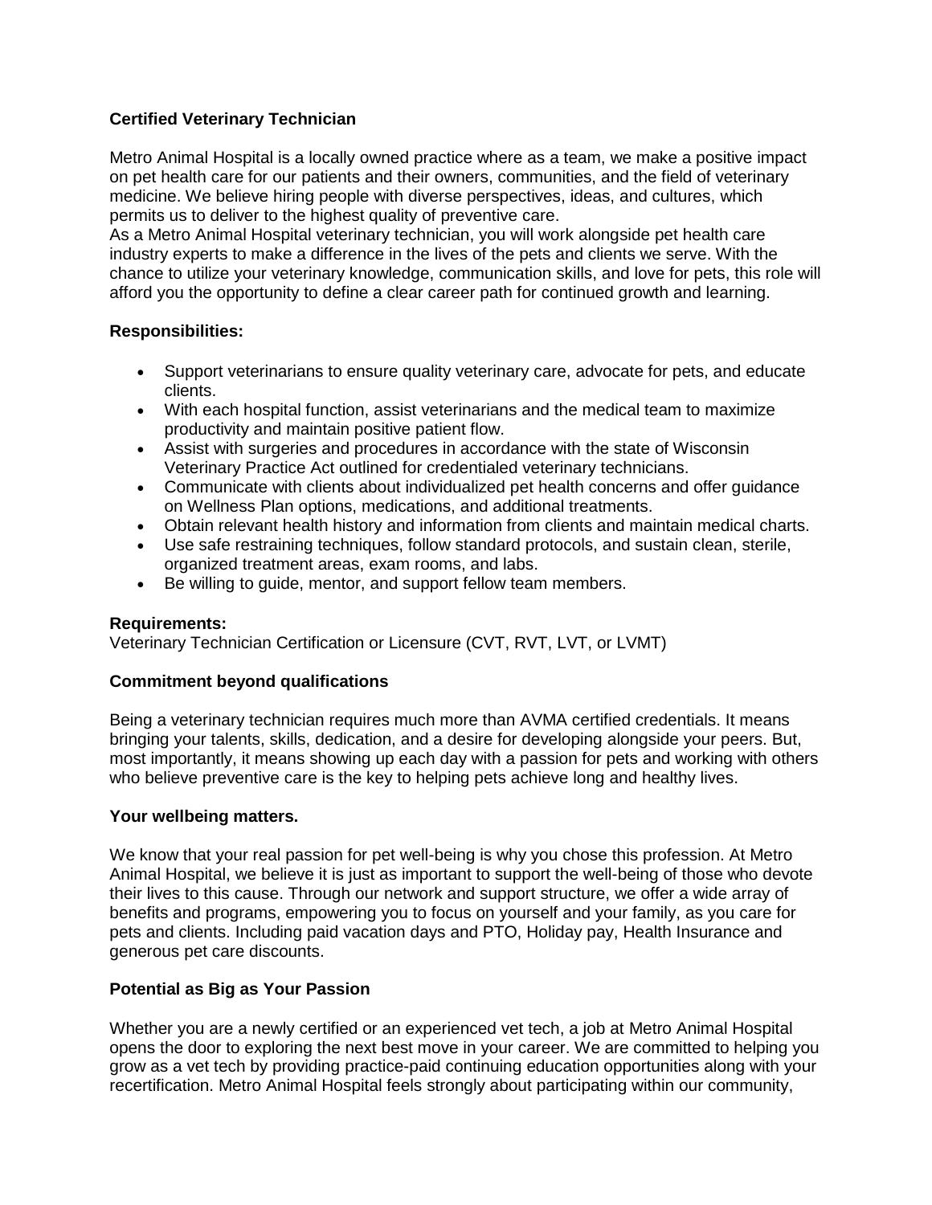**Certified Veterinary Technician**

Metro Animal Hospital is a locally owned practice where as a team, we make a positive impact on pet health care for our patients and their owners, communities, and the field of veterinary medicine. We believe hiring people with diverse perspectives, ideas, and cultures, which permits us to deliver to the highest quality of preventive care.
As a Metro Animal Hospital veterinary technician, you will work alongside pet health care industry experts to make a difference in the lives of the pets and clients we serve. With the chance to utilize your veterinary knowledge, communication skills, and love for pets, this role will afford you the opportunity to define a clear career path for continued growth and learning.

**Responsibilities:**

- Support veterinarians to ensure quality veterinary care, advocate for pets, and educate clients.
- With each hospital function, assist veterinarians and the medical team to maximize productivity and maintain positive patient flow.
- Assist with surgeries and procedures in accordance with the state of Wisconsin Veterinary Practice Act outlined for credentialed veterinary technicians.
- Communicate with clients about individualized pet health concerns and offer guidance on Wellness Plan options, medications, and additional treatments.
- Obtain relevant health history and information from clients and maintain medical charts.
- Use safe restraining techniques, follow standard protocols, and sustain clean, sterile, organized treatment areas, exam rooms, and labs.
- Be willing to guide, mentor, and support fellow team members.

**Requirements:**
Veterinary Technician Certification or Licensure (CVT, RVT, LVT, or LVMT)

**Commitment beyond qualifications**

Being a veterinary technician requires much more than AVMA certified credentials. It means bringing your talents, skills, dedication, and a desire for developing alongside your peers. But, most importantly, it means showing up each day with a passion for pets and working with others who believe preventive care is the key to helping pets achieve long and healthy lives.

**Your wellbeing matters.**

We know that your real passion for pet well-being is why you chose this profession. At Metro Animal Hospital, we believe it is just as important to support the well-being of those who devote their lives to this cause. Through our network and support structure, we offer a wide array of benefits and programs, empowering you to focus on yourself and your family, as you care for pets and clients. Including paid vacation days and PTO, Holiday pay, Health Insurance and generous pet care discounts.

**Potential as Big as Your Passion**

Whether you are a newly certified or an experienced vet tech, a job at Metro Animal Hospital opens the door to exploring the next best move in your career. We are committed to helping you grow as a vet tech by providing practice-paid continuing education opportunities along with your recertification. Metro Animal Hospital feels strongly about participating within our community,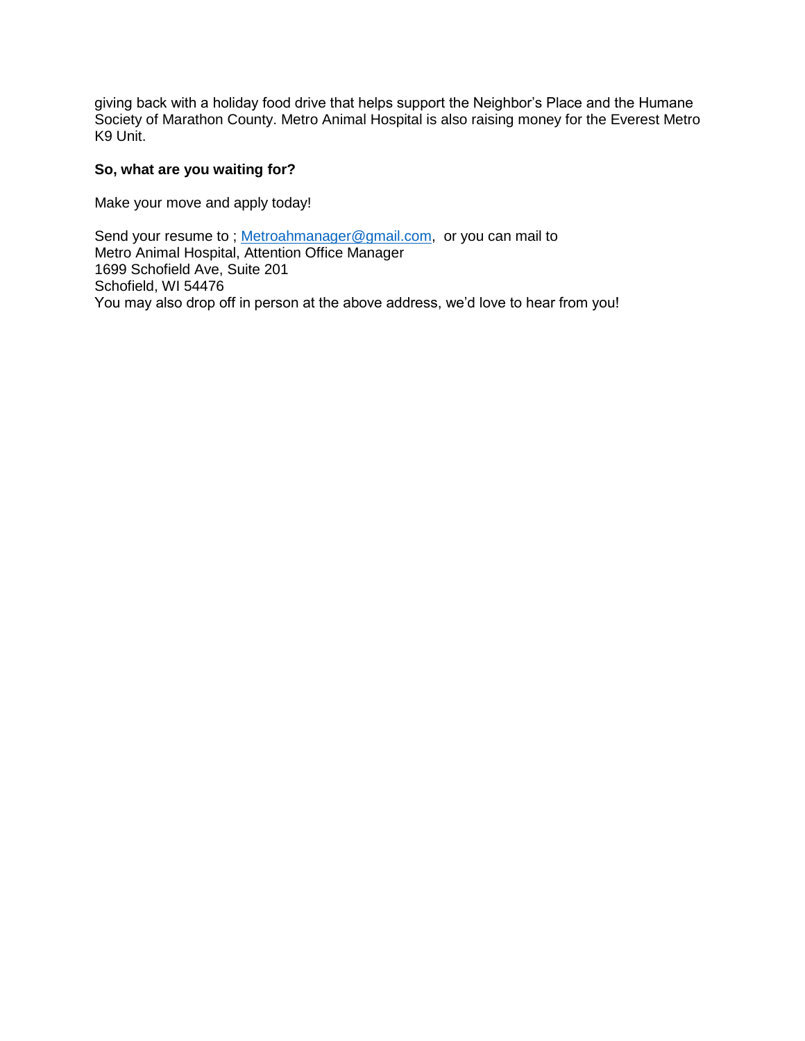giving back with a holiday food drive that helps support the Neighbor's Place and the Humane Society of Marathon County. Metro Animal Hospital is also raising money for the Everest Metro K9 Unit.

**So, what are you waiting for?**

Make your move and apply today!

Send your resume to ; Metroahmanager@gmail.com, or you can mail to
Metro Animal Hospital, Attention Office Manager
1699 Schofield Ave, Suite 201
Schofield, WI 54476
You may also drop off in person at the above address, we'd love to hear from you!